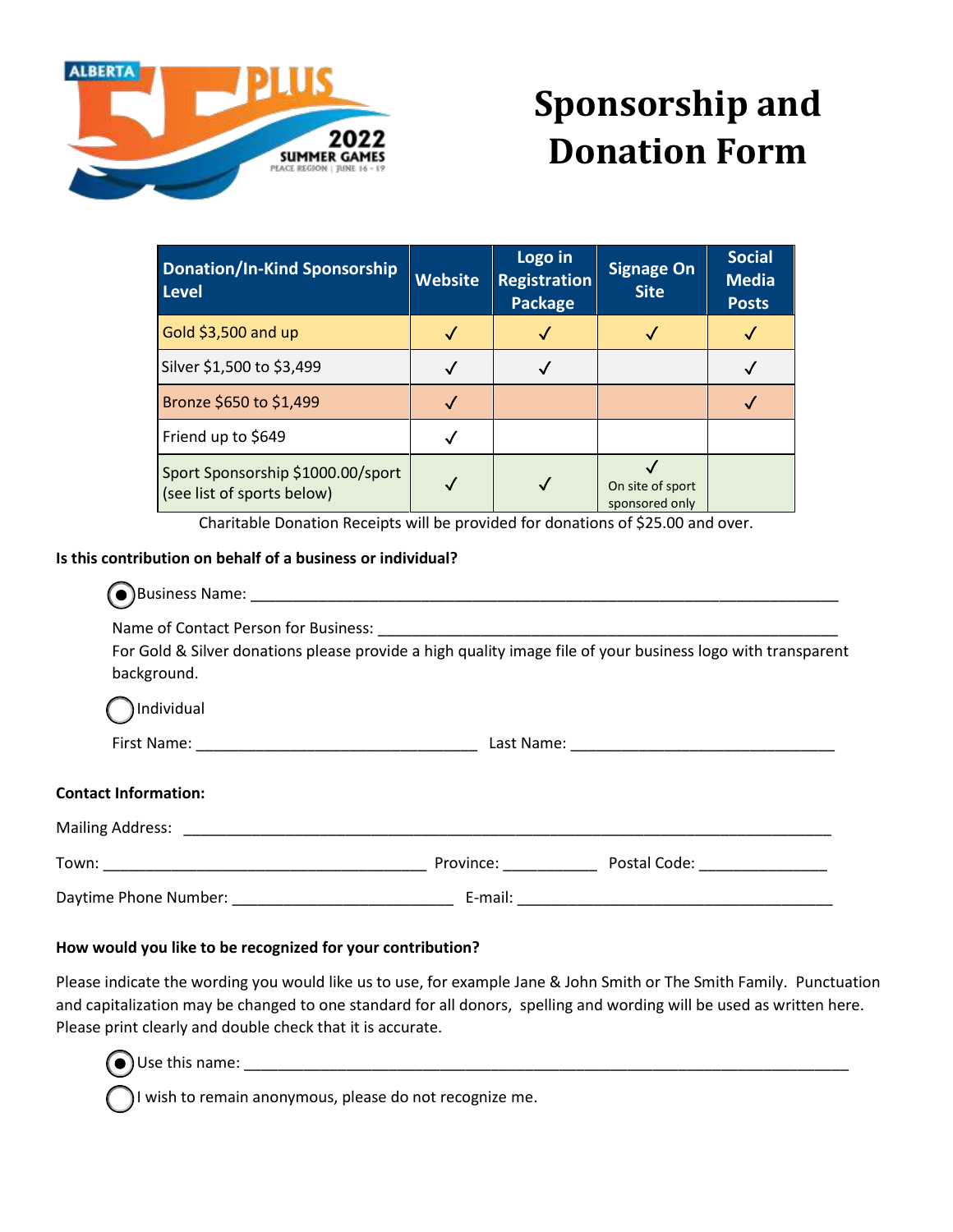# Sponsorship and Donation Form

| Donation/In-Kind Sponsorship Level | Website | Logo in Registration Package | Signage On Site | Social Media Posts |
|---|---|---|---|---|
| Gold $3,500 and up | ✓ | ✓ | ✓ | ✓ |
| Silver $1,500 to $3,499 | ✓ | ✓ | | ✓ |
| Bronze $650 to $1,499 | ✓ | | | ✓ |
| Friend up to $649 | ✓ | | | |
| Sport Sponsorship $1000.00/sport (see list of sports below) | ✓ | ✓ | ✓ On site of sport sponsored only | |

Charitable Donation Receipts will be provided for donations of $25.00 and over.

**Is this contribution on behalf of a business or individual?**

◉ Business Name: ____________________________________________

Name of Contact Person for Business: ____________________________________

For Gold & Silver donations please provide a high quality image file of your business logo with transparent background.

○ Individual

First Name: ______________________ Last Name: ______________________

**Contact Information:**

Mailing Address: ____________________________________________

Town: ______________________ Province: __________ Postal Code: ____________

Daytime Phone Number: ____________________ E-mail: ______________________

**How would you like to be recognized for your contribution?**

Please indicate the wording you would like us to use, for example Jane & John Smith or The Smith Family. Punctuation and capitalization may be changed to one standard for all donors, spelling and wording will be used as written here. Please print clearly and double check that it is accurate.

◉ Use this name: ____________________________________________

○ I wish to remain anonymous, please do not recognize me.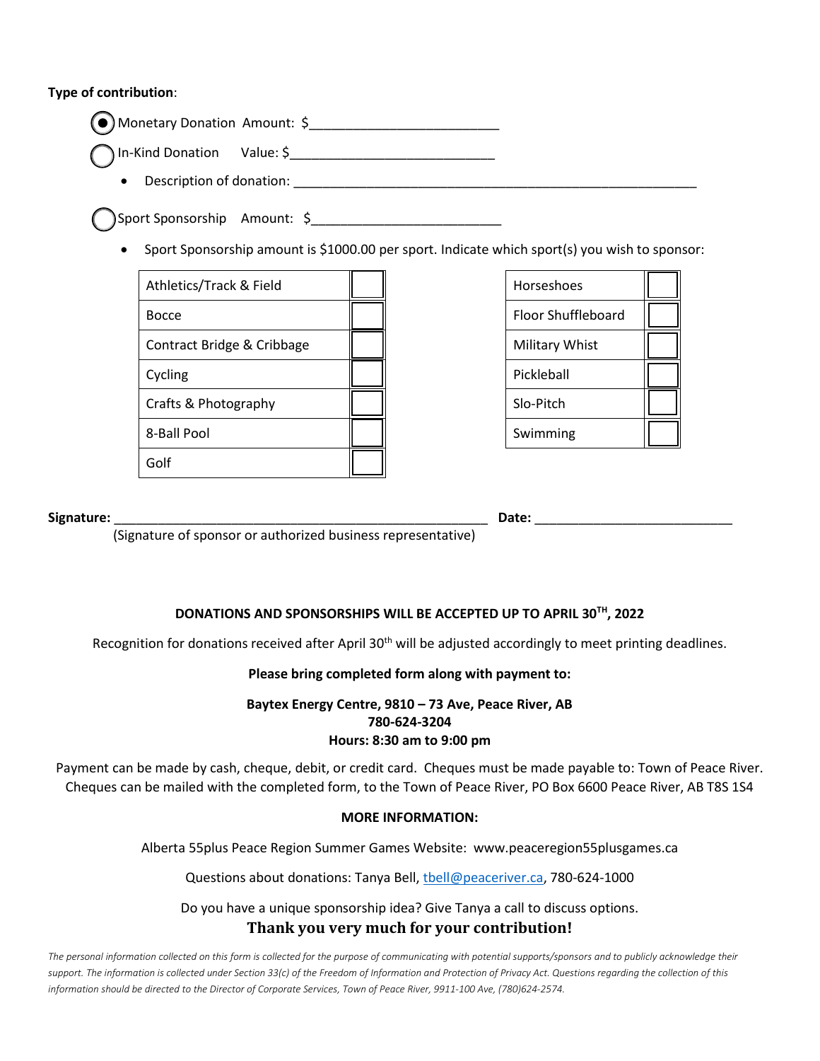**Type of contribution**:

◉ Monetary Donation Amount: $__________________________

◯ In-Kind Donation Value: $____________________________

- Description of donation: _______________________________________________________

◯ Sport Sponsorship Amount: $__________________________

- Sport Sponsorship amount is $1000.00 per sport. Indicate which sport(s) you wish to sponsor:

| | | | |
|---|---|---|---|
| Athletics/Track & Field | ☐ | Horseshoes | ☐ |
| Bocce | ☐ | Floor Shuffleboard | ☐ |
| Contract Bridge & Cribbage | ☐ | Military Whist | ☐ |
| Cycling | ☐ | Pickleball | ☐ |
| Crafts & Photography | ☐ | Slo-Pitch | ☐ |
| 8-Ball Pool | ☐ | Swimming | ☐ |
| Golf | ☐ | | |

**Signature:** ____________________________________________________ **Date:** ___________________________

(Signature of sponsor or authorized business representative)

**DONATIONS AND SPONSORSHIPS WILL BE ACCEPTED UP TO APRIL 30TH, 2022**

Recognition for donations received after April 30th will be adjusted accordingly to meet printing deadlines.

**Please bring completed form along with payment to:**

**Baytex Energy Centre, 9810 – 73 Ave, Peace River, AB**
**780-624-3204**
**Hours: 8:30 am to 9:00 pm**

Payment can be made by cash, cheque, debit, or credit card. Cheques must be made payable to: Town of Peace River. Cheques can be mailed with the completed form, to the Town of Peace River, PO Box 6600 Peace River, AB T8S 1S4

**MORE INFORMATION:**

Alberta 55plus Peace Region Summer Games Website: www.peaceregion55plusgames.ca

Questions about donations: Tanya Bell, tbell@peaceriver.ca, 780-624-1000

Do you have a unique sponsorship idea? Give Tanya a call to discuss options.

**Thank you very much for your contribution!**

*The personal information collected on this form is collected for the purpose of communicating with potential supports/sponsors and to publicly acknowledge their support. The information is collected under Section 33(c) of the Freedom of Information and Protection of Privacy Act. Questions regarding the collection of this information should be directed to the Director of Corporate Services, Town of Peace River, 9911-100 Ave, (780)624-2574.*